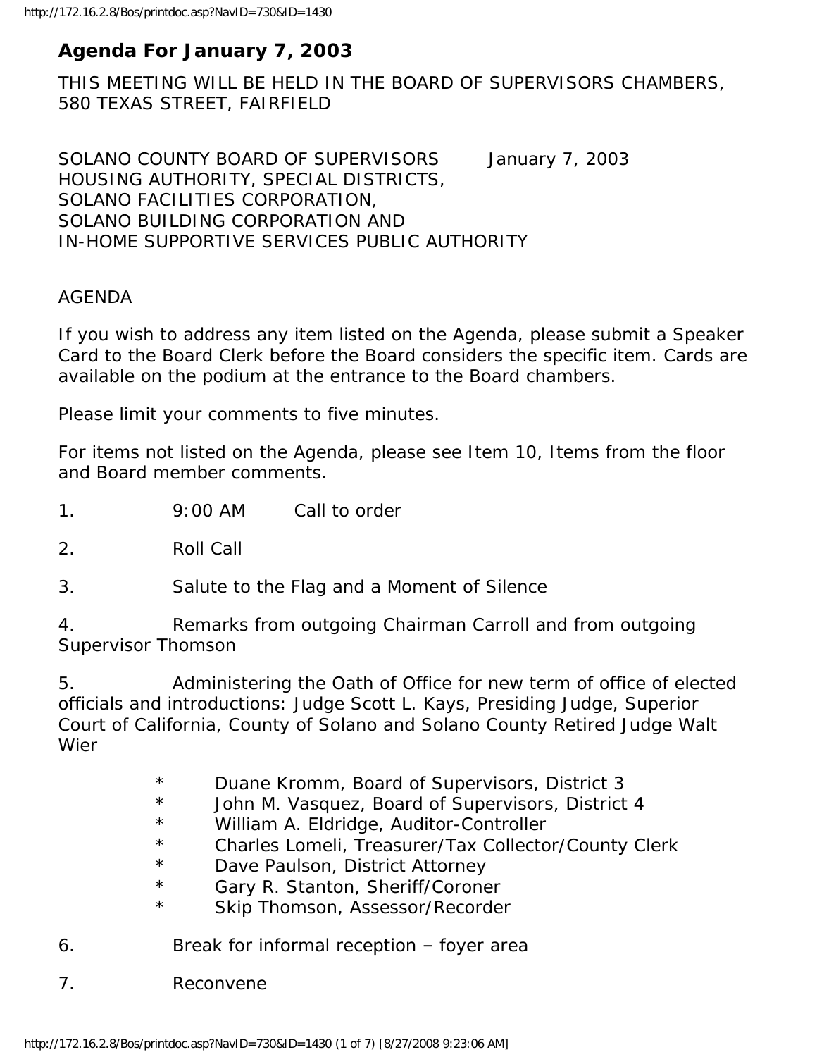# Agenda For January 7, 2003

THIS MEETING WILL BE HELD IN THE BOARD OF SUPERVISORS CHAMBERS, 580 TEXAS STREET, FAIRFIELD

SOLANO COUNTY BOARD OF SUPERVISORS January 7, 2003
HOUSING AUTHORITY, SPECIAL DISTRICTS,
SOLANO FACILITIES CORPORATION,
SOLANO BUILDING CORPORATION AND
IN-HOME SUPPORTIVE SERVICES PUBLIC AUTHORITY

AGENDA

If you wish to address any item listed on the Agenda, please submit a Speaker Card to the Board Clerk before the Board considers the specific item. Cards are available on the podium at the entrance to the Board chambers.

Please limit your comments to five minutes.

For items not listed on the Agenda, please see Item 10, Items from the floor and Board member comments.

1. 9:00 AM Call to order

2. Roll Call

3. Salute to the Flag and a Moment of Silence

4. Remarks from outgoing Chairman Carroll and from outgoing Supervisor Thomson

5. Administering the Oath of Office for new term of office of elected officials and introductions: Judge Scott L. Kays, Presiding Judge, Superior Court of California, County of Solano and Solano County Retired Judge Walt Wier

   * Duane Kromm, Board of Supervisors, District 3
   * John M. Vasquez, Board of Supervisors, District 4
   * William A. Eldridge, Auditor-Controller
   * Charles Lomeli, Treasurer/Tax Collector/County Clerk
   * Dave Paulson, District Attorney
   * Gary R. Stanton, Sheriff/Coroner
   * Skip Thomson, Assessor/Recorder

6. Break for informal reception – foyer area

7. Reconvene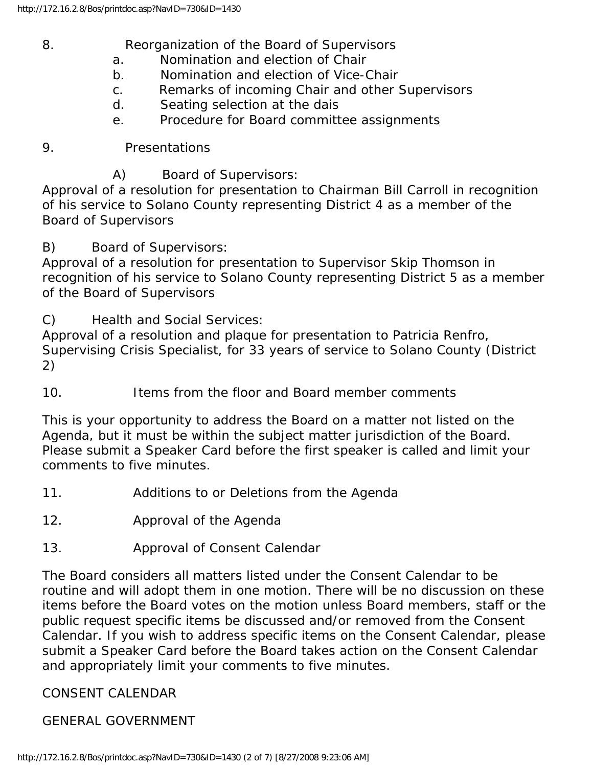8. Reorganization of the Board of Supervisors
   a. Nomination and election of Chair
   b. Nomination and election of Vice-Chair
   c. Remarks of incoming Chair and other Supervisors
   d. Seating selection at the dais
   e. Procedure for Board committee assignments

9. Presentations

A) Board of Supervisors:
Approval of a resolution for presentation to Chairman Bill Carroll in recognition of his service to Solano County representing District 4 as a member of the Board of Supervisors

B) Board of Supervisors:
Approval of a resolution for presentation to Supervisor Skip Thomson in recognition of his service to Solano County representing District 5 as a member of the Board of Supervisors

C) Health and Social Services:
Approval of a resolution and plaque for presentation to Patricia Renfro, Supervising Crisis Specialist, for 33 years of service to Solano County (District 2)

10. Items from the floor and Board member comments

This is your opportunity to address the Board on a matter not listed on the Agenda, but it must be within the subject matter jurisdiction of the Board. Please submit a Speaker Card before the first speaker is called and limit your comments to five minutes.

11. Additions to or Deletions from the Agenda

12. Approval of the Agenda

13. Approval of Consent Calendar

The Board considers all matters listed under the Consent Calendar to be routine and will adopt them in one motion. There will be no discussion on these items before the Board votes on the motion unless Board members, staff or the public request specific items be discussed and/or removed from the Consent Calendar. If you wish to address specific items on the Consent Calendar, please submit a Speaker Card before the Board takes action on the Consent Calendar and appropriately limit your comments to five minutes.

CONSENT CALENDAR

GENERAL GOVERNMENT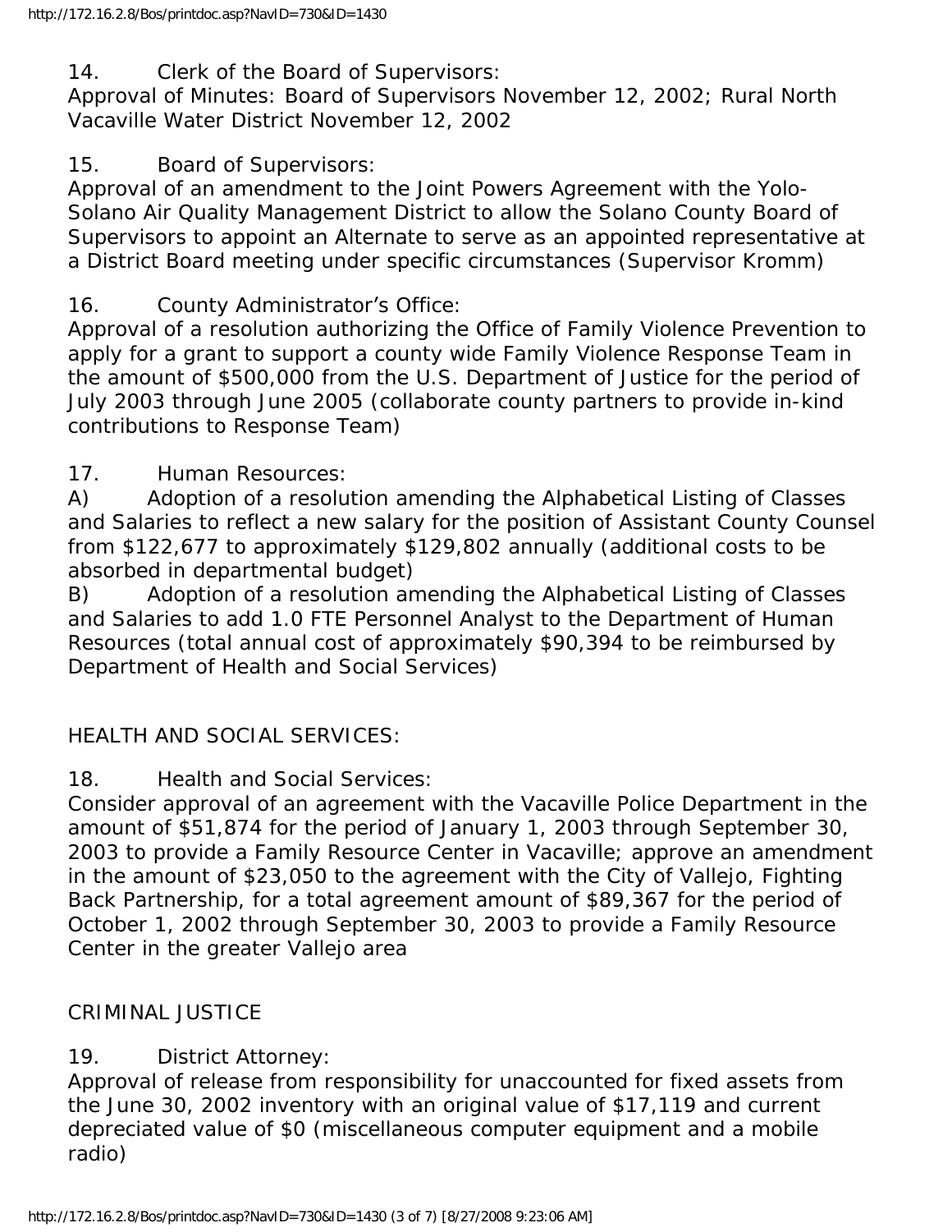14. Clerk of the Board of Supervisors:
Approval of Minutes: Board of Supervisors November 12, 2002; Rural North Vacaville Water District November 12, 2002

15. Board of Supervisors:
Approval of an amendment to the Joint Powers Agreement with the Yolo-Solano Air Quality Management District to allow the Solano County Board of Supervisors to appoint an Alternate to serve as an appointed representative at a District Board meeting under specific circumstances (Supervisor Kromm)

16. County Administrator's Office:
Approval of a resolution authorizing the Office of Family Violence Prevention to apply for a grant to support a county wide Family Violence Response Team in the amount of $500,000 from the U.S. Department of Justice for the period of July 2003 through June 2005 (collaborate county partners to provide in-kind contributions to Response Team)

17. Human Resources:
A) Adoption of a resolution amending the Alphabetical Listing of Classes and Salaries to reflect a new salary for the position of Assistant County Counsel from $122,677 to approximately $129,802 annually (additional costs to be absorbed in departmental budget)
B) Adoption of a resolution amending the Alphabetical Listing of Classes and Salaries to add 1.0 FTE Personnel Analyst to the Department of Human Resources (total annual cost of approximately $90,394 to be reimbursed by Department of Health and Social Services)

HEALTH AND SOCIAL SERVICES:

18. Health and Social Services:
Consider approval of an agreement with the Vacaville Police Department in the amount of $51,874 for the period of January 1, 2003 through September 30, 2003 to provide a Family Resource Center in Vacaville; approve an amendment in the amount of $23,050 to the agreement with the City of Vallejo, Fighting Back Partnership, for a total agreement amount of $89,367 for the period of October 1, 2002 through September 30, 2003 to provide a Family Resource Center in the greater Vallejo area

CRIMINAL JUSTICE

19. District Attorney:
Approval of release from responsibility for unaccounted for fixed assets from the June 30, 2002 inventory with an original value of $17,119 and current depreciated value of $0 (miscellaneous computer equipment and a mobile radio)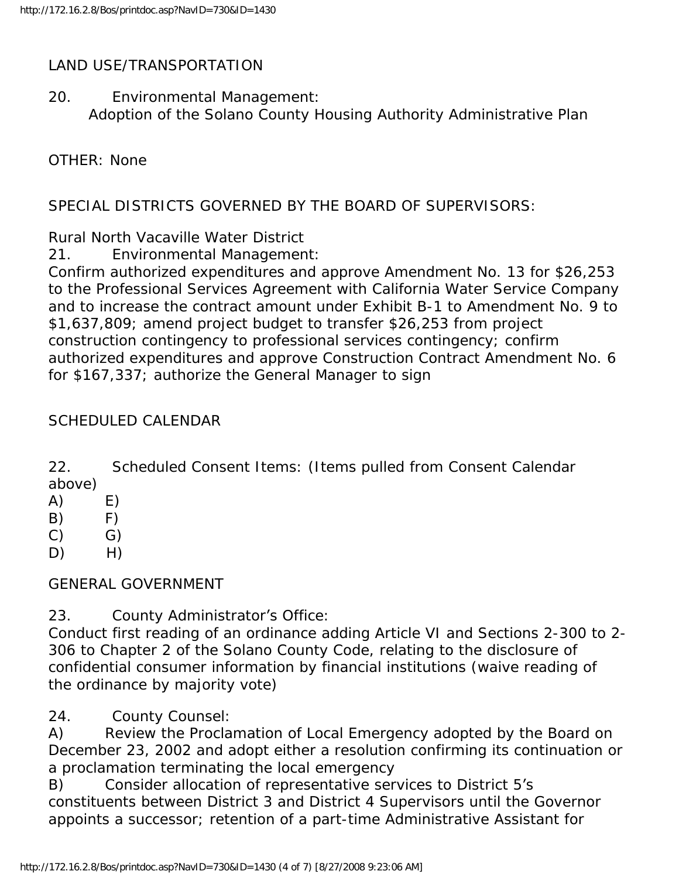LAND USE/TRANSPORTATION

20. Environmental Management:
Adoption of the Solano County Housing Authority Administrative Plan

OTHER: None

SPECIAL DISTRICTS GOVERNED BY THE BOARD OF SUPERVISORS:

Rural North Vacaville Water District

21. Environmental Management:
Confirm authorized expenditures and approve Amendment No. 13 for $26,253 to the Professional Services Agreement with California Water Service Company and to increase the contract amount under Exhibit B-1 to Amendment No. 9 to $1,637,809; amend project budget to transfer $26,253 from project construction contingency to professional services contingency; confirm authorized expenditures and approve Construction Contract Amendment No. 6 for $167,337; authorize the General Manager to sign

SCHEDULED CALENDAR

22. Scheduled Consent Items: (Items pulled from Consent Calendar above)

A) E)
B) F)
C) G)
D) H)

GENERAL GOVERNMENT

23. County Administrator's Office:
Conduct first reading of an ordinance adding Article VI and Sections 2-300 to 2-306 to Chapter 2 of the Solano County Code, relating to the disclosure of confidential consumer information by financial institutions (waive reading of the ordinance by majority vote)

24. County Counsel:

A) Review the Proclamation of Local Emergency adopted by the Board on December 23, 2002 and adopt either a resolution confirming its continuation or a proclamation terminating the local emergency

B) Consider allocation of representative services to District 5's constituents between District 3 and District 4 Supervisors until the Governor appoints a successor; retention of a part-time Administrative Assistant for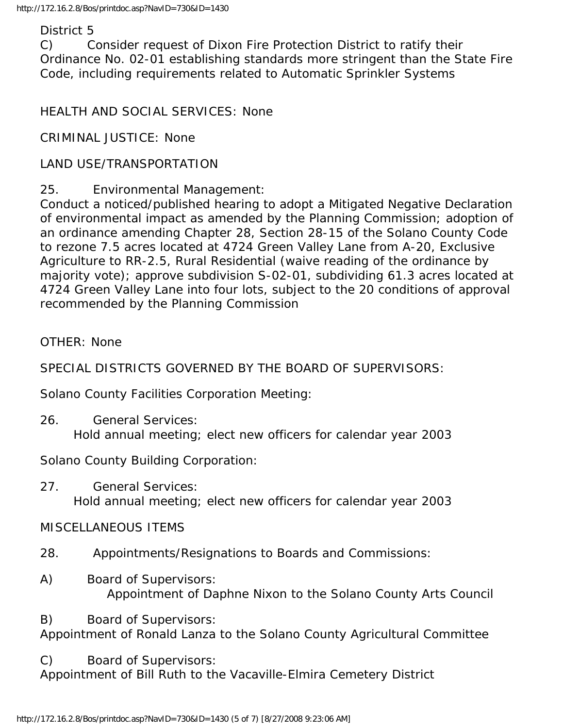District 5

C) Consider request of Dixon Fire Protection District to ratify their Ordinance No. 02-01 establishing standards more stringent than the State Fire Code, including requirements related to Automatic Sprinkler Systems

HEALTH AND SOCIAL SERVICES: None

CRIMINAL JUSTICE: None

LAND USE/TRANSPORTATION

25. Environmental Management:
Conduct a noticed/published hearing to adopt a Mitigated Negative Declaration of environmental impact as amended by the Planning Commission; adoption of an ordinance amending Chapter 28, Section 28-15 of the Solano County Code to rezone 7.5 acres located at 4724 Green Valley Lane from A-20, Exclusive Agriculture to RR-2.5, Rural Residential (waive reading of the ordinance by majority vote); approve subdivision S-02-01, subdividing 61.3 acres located at 4724 Green Valley Lane into four lots, subject to the 20 conditions of approval recommended by the Planning Commission

OTHER: None

SPECIAL DISTRICTS GOVERNED BY THE BOARD OF SUPERVISORS:

Solano County Facilities Corporation Meeting:

26. General Services:
Hold annual meeting; elect new officers for calendar year 2003

Solano County Building Corporation:

27. General Services:
Hold annual meeting; elect new officers for calendar year 2003

MISCELLANEOUS ITEMS

28. Appointments/Resignations to Boards and Commissions:

A) Board of Supervisors:
Appointment of Daphne Nixon to the Solano County Arts Council

B) Board of Supervisors:
Appointment of Ronald Lanza to the Solano County Agricultural Committee

C) Board of Supervisors:
Appointment of Bill Ruth to the Vacaville-Elmira Cemetery District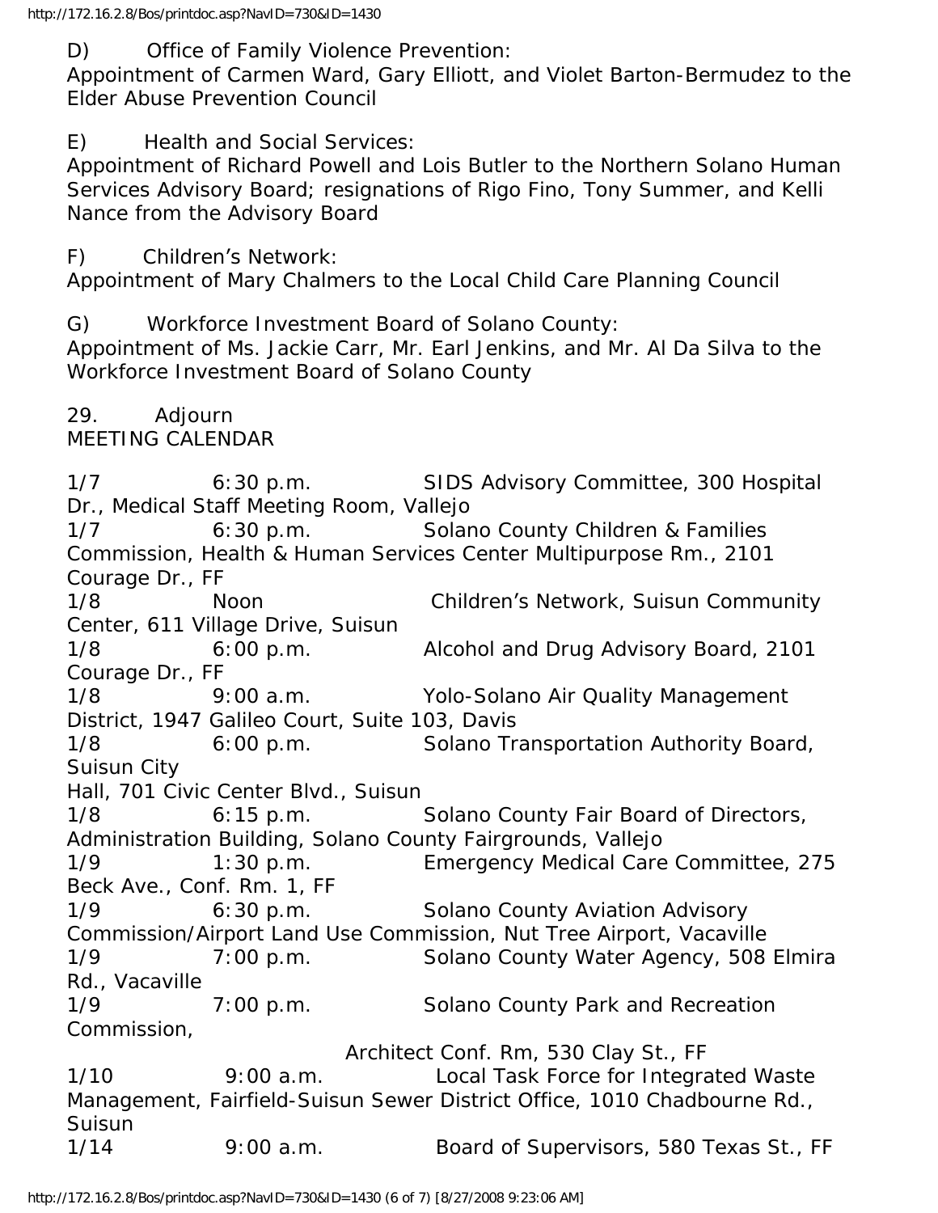D) Office of Family Violence Prevention:
Appointment of Carmen Ward, Gary Elliott, and Violet Barton-Bermudez to the Elder Abuse Prevention Council

E) Health and Social Services:
Appointment of Richard Powell and Lois Butler to the Northern Solano Human Services Advisory Board; resignations of Rigo Fino, Tony Summer, and Kelli Nance from the Advisory Board

F) Children's Network:
Appointment of Mary Chalmers to the Local Child Care Planning Council

G) Workforce Investment Board of Solano County:
Appointment of Ms. Jackie Carr, Mr. Earl Jenkins, and Mr. Al Da Silva to the Workforce Investment Board of Solano County

29. Adjourn

MEETING CALENDAR

1/7 6:30 p.m. SIDS Advisory Committee, 300 Hospital Dr., Medical Staff Meeting Room, Vallejo
1/7 6:30 p.m. Solano County Children & Families Commission, Health & Human Services Center Multipurpose Rm., 2101 Courage Dr., FF
1/8 Noon Children's Network, Suisun Community Center, 611 Village Drive, Suisun
1/8 6:00 p.m. Alcohol and Drug Advisory Board, 2101 Courage Dr., FF
1/8 9:00 a.m. Yolo-Solano Air Quality Management District, 1947 Galileo Court, Suite 103, Davis
1/8 6:00 p.m. Solano Transportation Authority Board, Suisun City Hall, 701 Civic Center Blvd., Suisun
1/8 6:15 p.m. Solano County Fair Board of Directors, Administration Building, Solano County Fairgrounds, Vallejo
1/9 1:30 p.m. Emergency Medical Care Committee, 275 Beck Ave., Conf. Rm. 1, FF
1/9 6:30 p.m. Solano County Aviation Advisory Commission/Airport Land Use Commission, Nut Tree Airport, Vacaville
1/9 7:00 p.m. Solano County Water Agency, 508 Elmira Rd., Vacaville
1/9 7:00 p.m. Solano County Park and Recreation Commission, Architect Conf. Rm, 530 Clay St., FF
1/10 9:00 a.m. Local Task Force for Integrated Waste Management, Fairfield-Suisun Sewer District Office, 1010 Chadbourne Rd., Suisun
1/14 9:00 a.m. Board of Supervisors, 580 Texas St., FF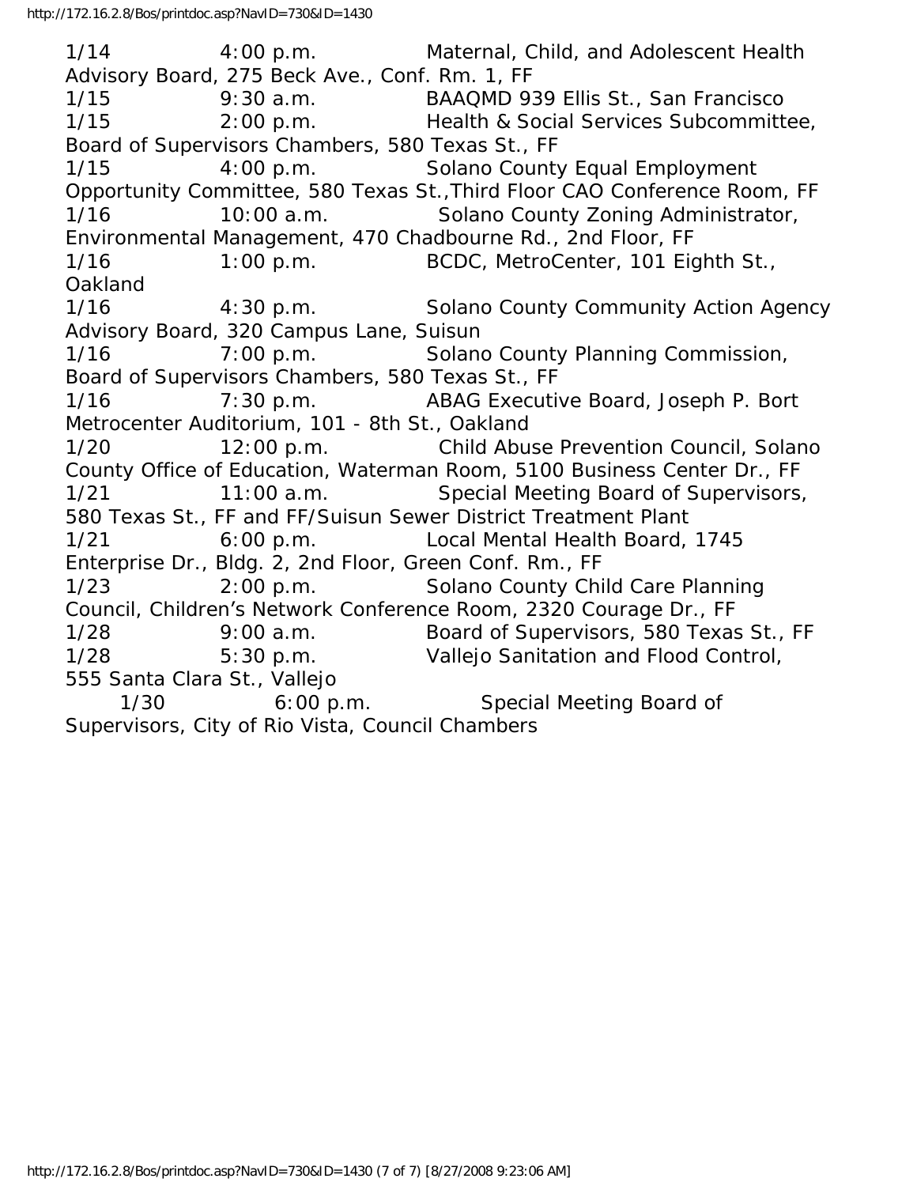1/14 4:00 p.m. Maternal, Child, and Adolescent Health Advisory Board, 275 Beck Ave., Conf. Rm. 1, FF
1/15 9:30 a.m. BAAQMD 939 Ellis St., San Francisco
1/15 2:00 p.m. Health & Social Services Subcommittee, Board of Supervisors Chambers, 580 Texas St., FF
1/15 4:00 p.m. Solano County Equal Employment Opportunity Committee, 580 Texas St.,Third Floor CAO Conference Room, FF
1/16 10:00 a.m. Solano County Zoning Administrator, Environmental Management, 470 Chadbourne Rd., 2nd Floor, FF
1/16 1:00 p.m. BCDC, MetroCenter, 101 Eighth St., Oakland
1/16 4:30 p.m. Solano County Community Action Agency Advisory Board, 320 Campus Lane, Suisun
1/16 7:00 p.m. Solano County Planning Commission, Board of Supervisors Chambers, 580 Texas St., FF
1/16 7:30 p.m. ABAG Executive Board, Joseph P. Bort Metrocenter Auditorium, 101 - 8th St., Oakland
1/20 12:00 p.m. Child Abuse Prevention Council, Solano County Office of Education, Waterman Room, 5100 Business Center Dr., FF
1/21 11:00 a.m. Special Meeting Board of Supervisors, 580 Texas St., FF and FF/Suisun Sewer District Treatment Plant
1/21 6:00 p.m. Local Mental Health Board, 1745 Enterprise Dr., Bldg. 2, 2nd Floor, Green Conf. Rm., FF
1/23 2:00 p.m. Solano County Child Care Planning Council, Children's Network Conference Room, 2320 Courage Dr., FF
1/28 9:00 a.m. Board of Supervisors, 580 Texas St., FF
1/28 5:30 p.m. Vallejo Sanitation and Flood Control, 555 Santa Clara St., Vallejo
1/30 6:00 p.m. Special Meeting Board of Supervisors, City of Rio Vista, Council Chambers